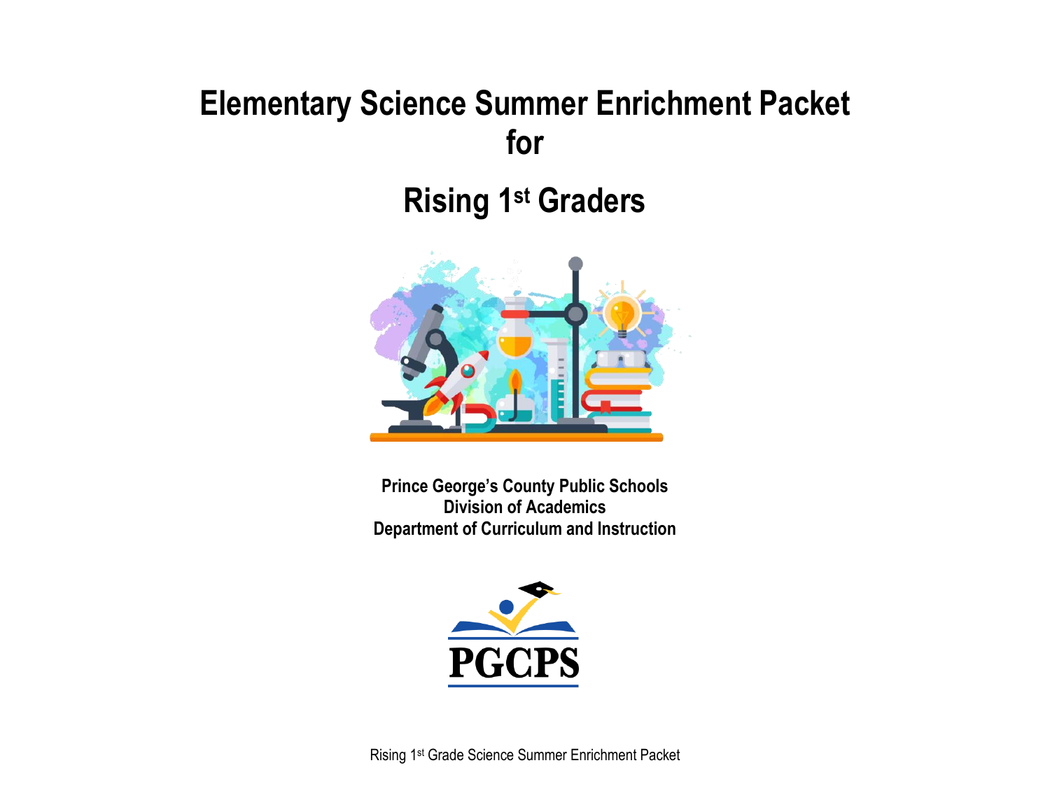# Elementary Science Summer Enrichment Packet for

# Rising 1st Graders

**Prince George's County Public Schools**
**Division of Academics**
**Department of Curriculum and Instruction**

PGCPS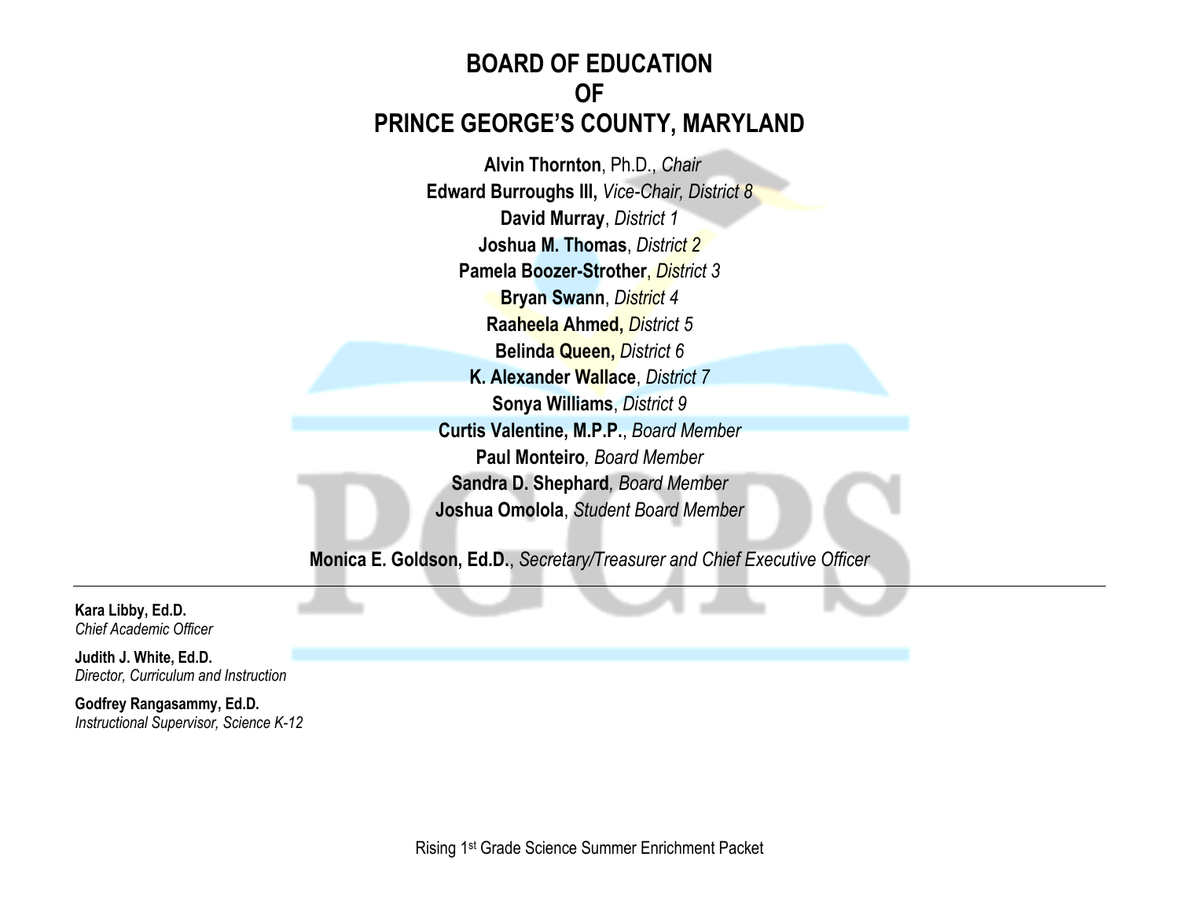# BOARD OF EDUCATION
# OF
# PRINCE GEORGE'S COUNTY, MARYLAND

**Alvin Thornton**, Ph.D., *Chair*
**Edward Burroughs III,** *Vice-Chair, District 8*
**David Murray**, *District 1*
**Joshua M. Thomas**, *District 2*
**Pamela Boozer-Strother**, *District 3*
**Bryan Swann**, *District 4*
**Raaheela Ahmed,** *District 5*
**Belinda Queen,** *District 6*
**K. Alexander Wallace**, *District 7*
**Sonya Williams**, *District 9*
**Curtis Valentine, M.P.P.**, *Board Member*
**Paul Monteiro***, Board Member*
**Sandra D. Shephard***, Board Member*
**Joshua Omolola**, *Student Board Member*

**Monica E. Goldson, Ed.D.**, *Secretary/Treasurer and Chief Executive Officer*

---

**Kara Libby, Ed.D.**
*Chief Academic Officer*

**Judith J. White, Ed.D.**
*Director, Curriculum and Instruction*

**Godfrey Rangasammy, Ed.D.**
*Instructional Supervisor, Science K-12*

Rising 1st Grade Science Summer Enrichment Packet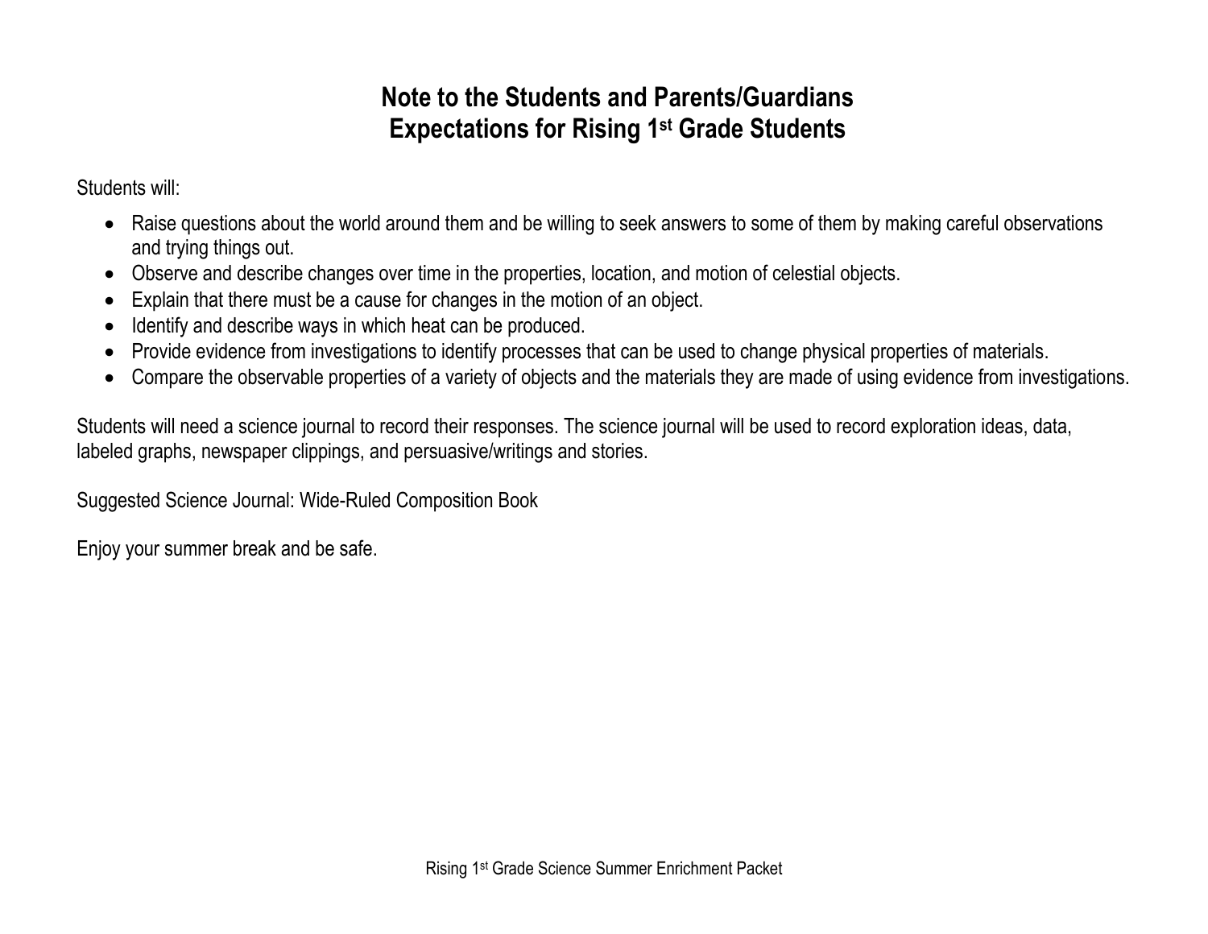# Note to the Students and Parents/Guardians
# Expectations for Rising 1st Grade Students

Students will:

- Raise questions about the world around them and be willing to seek answers to some of them by making careful observations and trying things out.
- Observe and describe changes over time in the properties, location, and motion of celestial objects.
- Explain that there must be a cause for changes in the motion of an object.
- Identify and describe ways in which heat can be produced.
- Provide evidence from investigations to identify processes that can be used to change physical properties of materials.
- Compare the observable properties of a variety of objects and the materials they are made of using evidence from investigations.

Students will need a science journal to record their responses. The science journal will be used to record exploration ideas, data, labeled graphs, newspaper clippings, and persuasive/writings and stories.

Suggested Science Journal: Wide-Ruled Composition Book

Enjoy your summer break and be safe.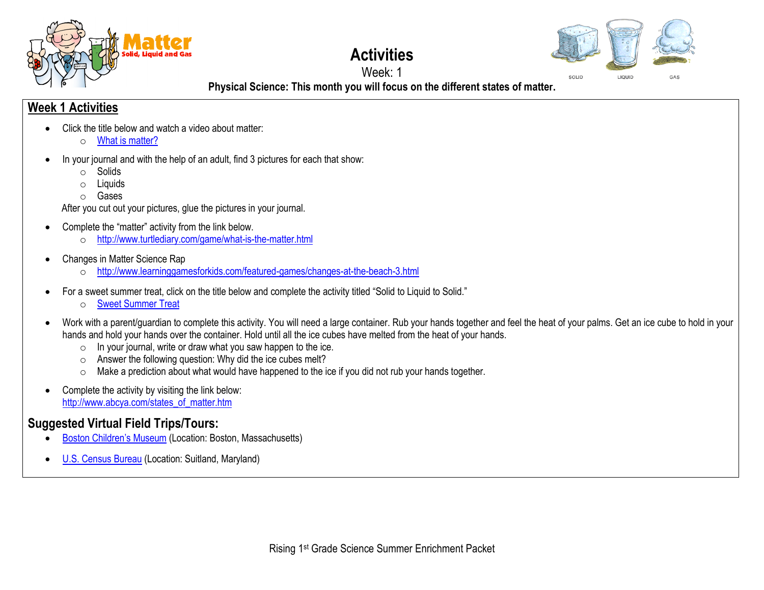# Activities

Week: 1

**Physical Science: This month you will focus on the different states of matter.**

## Week 1 Activities

- Click the title below and watch a video about matter:
  - What is matter?
- In your journal and with the help of an adult, find 3 pictures for each that show:
  - Solids
  - Liquids
  - Gases

  After you cut out your pictures, glue the pictures in your journal.
- Complete the "matter" activity from the link below.
  - http://www.turtlediary.com/game/what-is-the-matter.html
- Changes in Matter Science Rap
  - http://www.learninggamesforkids.com/featured-games/changes-at-the-beach-3.html
- For a sweet summer treat, click on the title below and complete the activity titled "Solid to Liquid to Solid."
  - Sweet Summer Treat
- Work with a parent/guardian to complete this activity. You will need a large container. Rub your hands together and feel the heat of your palms. Get an ice cube to hold in your hands and hold your hands over the container. Hold until all the ice cubes have melted from the heat of your hands.
  - In your journal, write or draw what you saw happen to the ice.
  - Answer the following question: Why did the ice cubes melt?
  - Make a prediction about what would have happened to the ice if you did not rub your hands together.
- Complete the activity by visiting the link below:
  http://www.abcya.com/states_of_matter.htm

## Suggested Virtual Field Trips/Tours:

- Boston Children's Museum (Location: Boston, Massachusetts)
- U.S. Census Bureau (Location: Suitland, Maryland)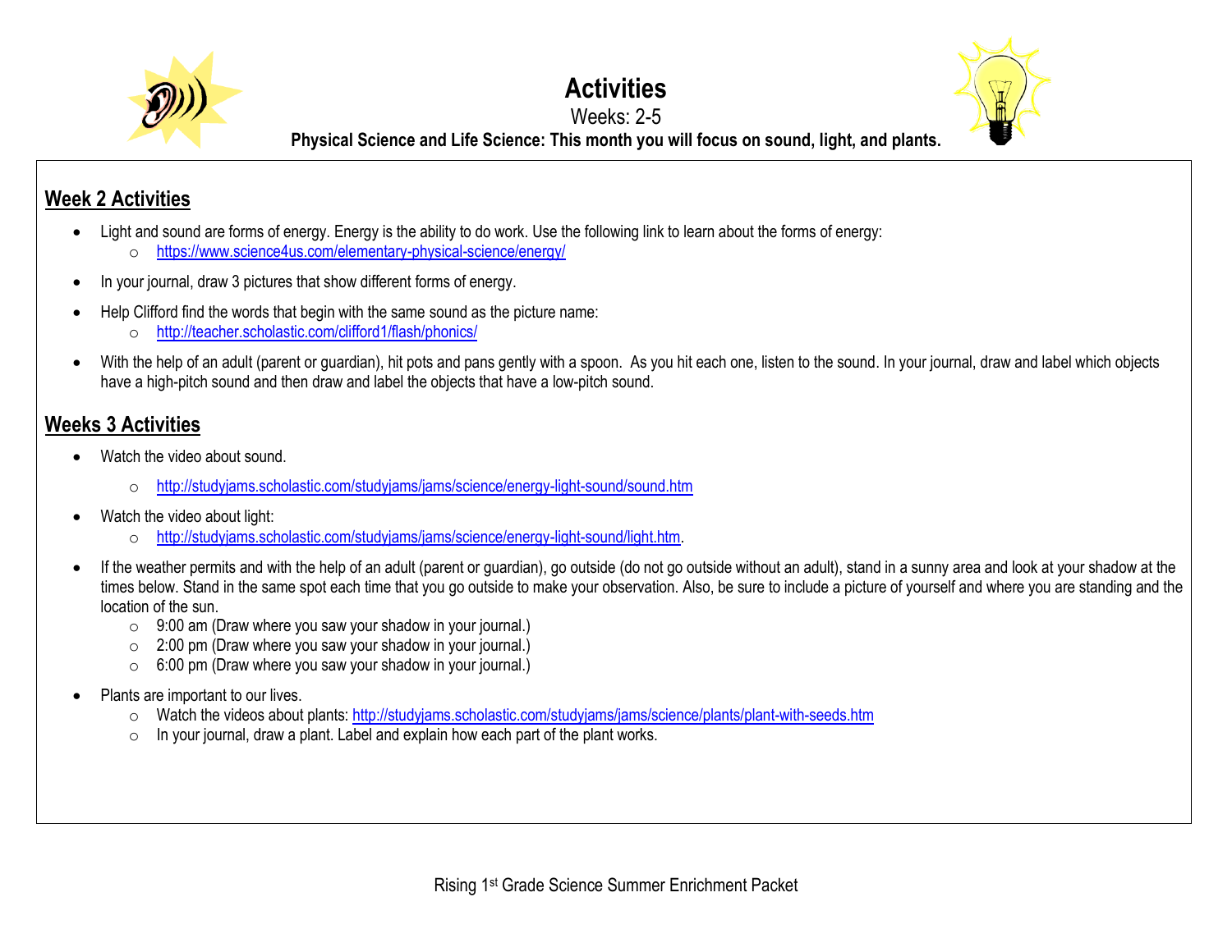# Activities

Weeks: 2-5

**Physical Science and Life Science: This month you will focus on sound, light, and plants.**

## Week 2 Activities

- Light and sound are forms of energy. Energy is the ability to do work. Use the following link to learn about the forms of energy:
  - https://www.science4us.com/elementary-physical-science/energy/
- In your journal, draw 3 pictures that show different forms of energy.
- Help Clifford find the words that begin with the same sound as the picture name:
  - http://teacher.scholastic.com/clifford1/flash/phonics/
- With the help of an adult (parent or guardian), hit pots and pans gently with a spoon. As you hit each one, listen to the sound. In your journal, draw and label which objects have a high-pitch sound and then draw and label the objects that have a low-pitch sound.

## Weeks 3 Activities

- Watch the video about sound.
  - http://studyjams.scholastic.com/studyjams/jams/science/energy-light-sound/sound.htm
- Watch the video about light:
  - http://studyjams.scholastic.com/studyjams/jams/science/energy-light-sound/light.htm.
- If the weather permits and with the help of an adult (parent or guardian), go outside (do not go outside without an adult), stand in a sunny area and look at your shadow at the times below. Stand in the same spot each time that you go outside to make your observation. Also, be sure to include a picture of yourself and where you are standing and the location of the sun.
  - 9:00 am (Draw where you saw your shadow in your journal.)
  - 2:00 pm (Draw where you saw your shadow in your journal.)
  - 6:00 pm (Draw where you saw your shadow in your journal.)
- Plants are important to our lives.
  - Watch the videos about plants: http://studyjams.scholastic.com/studyjams/jams/science/plants/plant-with-seeds.htm
  - In your journal, draw a plant. Label and explain how each part of the plant works.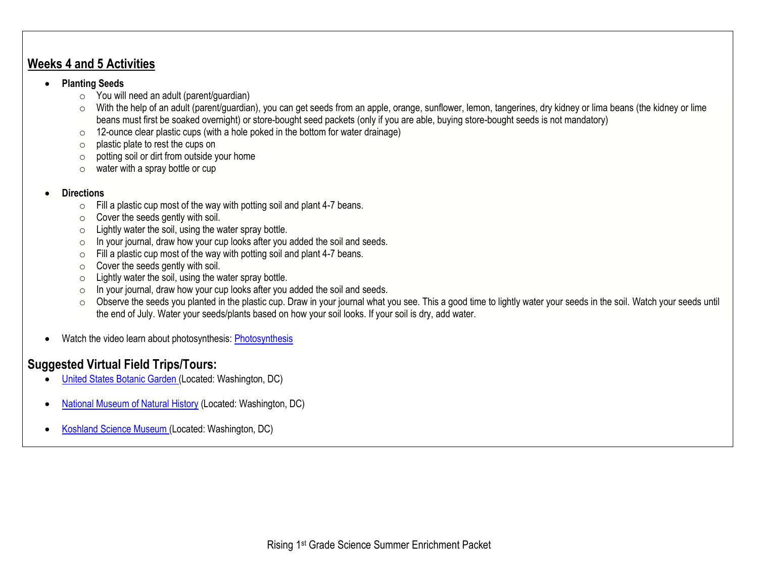## Weeks 4 and 5 Activities

- **Planting Seeds**
  - You will need an adult (parent/guardian)
  - With the help of an adult (parent/guardian), you can get seeds from an apple, orange, sunflower, lemon, tangerines, dry kidney or lima beans (the kidney or lime beans must first be soaked overnight) or store-bought seed packets (only if you are able, buying store-bought seeds is not mandatory)
  - 12-ounce clear plastic cups (with a hole poked in the bottom for water drainage)
  - plastic plate to rest the cups on
  - potting soil or dirt from outside your home
  - water with a spray bottle or cup

- **Directions**
  - Fill a plastic cup most of the way with potting soil and plant 4-7 beans.
  - Cover the seeds gently with soil.
  - Lightly water the soil, using the water spray bottle.
  - In your journal, draw how your cup looks after you added the soil and seeds.
  - Fill a plastic cup most of the way with potting soil and plant 4-7 beans.
  - Cover the seeds gently with soil.
  - Lightly water the soil, using the water spray bottle.
  - In your journal, draw how your cup looks after you added the soil and seeds.
  - Observe the seeds you planted in the plastic cup. Draw in your journal what you see. This a good time to lightly water your seeds in the soil. Watch your seeds until the end of July. Water your seeds/plants based on how your soil looks. If your soil is dry, add water.

- Watch the video learn about photosynthesis: Photosynthesis

## Suggested Virtual Field Trips/Tours:

- United States Botanic Garden (Located: Washington, DC)
- National Museum of Natural History (Located: Washington, DC)
- Koshland Science Museum (Located: Washington, DC)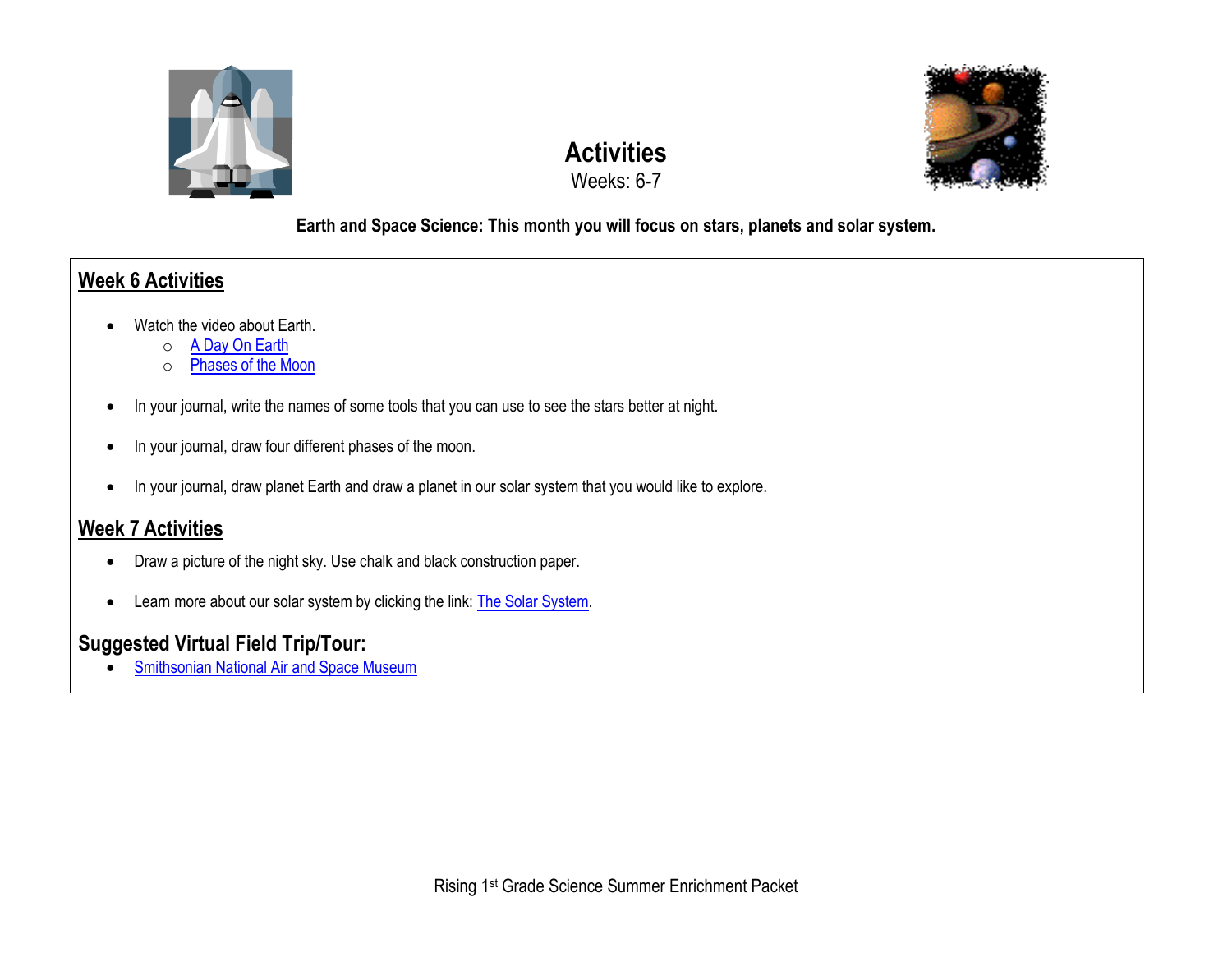# Activities

Weeks: 6-7

**Earth and Space Science: This month you will focus on stars, planets and solar system.**

## Week 6 Activities

- Watch the video about Earth.
  - A Day On Earth
  - Phases of the Moon
- In your journal, write the names of some tools that you can use to see the stars better at night.
- In your journal, draw four different phases of the moon.
- In your journal, draw planet Earth and draw a planet in our solar system that you would like to explore.

## Week 7 Activities

- Draw a picture of the night sky. Use chalk and black construction paper.
- Learn more about our solar system by clicking the link: The Solar System.

## Suggested Virtual Field Trip/Tour:

- Smithsonian National Air and Space Museum